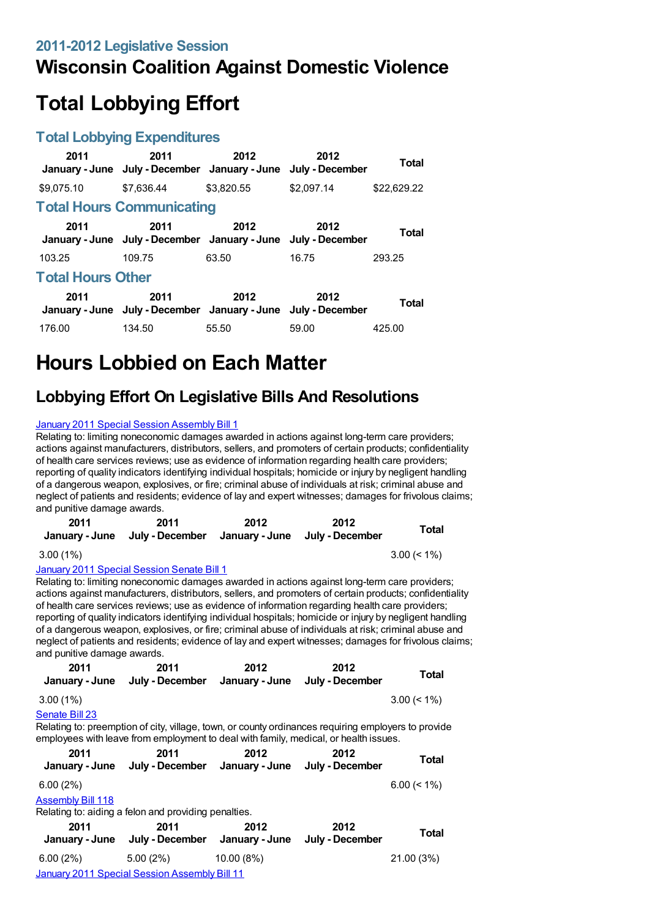## 2011-2012 Legislative Session

# Wisconsin Coalition Against Domestic Violence

# Total Lobbying Effort

### Total Lobbying Expenditures

| 2011 January - June | 2011 July - December | 2012 January - June | 2012 July - December | Total |
|---|---|---|---|---|
| $9,075.10 | $7,636.44 | $3,820.55 | $2,097.14 | $22,629.22 |

### Total Hours Communicating

| 2011 January - June | 2011 July - December | 2012 January - June | 2012 July - December | Total |
|---|---|---|---|---|
| 103.25 | 109.75 | 63.50 | 16.75 | 293.25 |

### Total Hours Other

| 2011 January - June | 2011 July - December | 2012 January - June | 2012 July - December | Total |
|---|---|---|---|---|
| 176.00 | 134.50 | 55.50 | 59.00 | 425.00 |

# Hours Lobbied on Each Matter

## Lobbying Effort On Legislative Bills And Resolutions

January 2011 Special Session Assembly Bill 1

Relating to: limiting noneconomic damages awarded in actions against long-term care providers; actions against manufacturers, distributors, sellers, and promoters of certain products; confidentiality of health care services reviews; use as evidence of information regarding health care providers; reporting of quality indicators identifying individual hospitals; homicide or injury by negligent handling of a dangerous weapon, explosives, or fire; criminal abuse of individuals at risk; criminal abuse and neglect of patients and residents; evidence of lay and expert witnesses; damages for frivolous claims; and punitive damage awards.

| 2011 January - June | 2011 July - December | 2012 January - June | 2012 July - December | Total |
|---|---|---|---|---|
| 3.00 (1%) | | | | 3.00 (< 1%) |

January 2011 Special Session Senate Bill 1

Relating to: limiting noneconomic damages awarded in actions against long-term care providers; actions against manufacturers, distributors, sellers, and promoters of certain products; confidentiality of health care services reviews; use as evidence of information regarding health care providers; reporting of quality indicators identifying individual hospitals; homicide or injury by negligent handling of a dangerous weapon, explosives, or fire; criminal abuse of individuals at risk; criminal abuse and neglect of patients and residents; evidence of lay and expert witnesses; damages for frivolous claims; and punitive damage awards.

| 2011 January - June | 2011 July - December | 2012 January - June | 2012 July - December | Total |
|---|---|---|---|---|
| 3.00 (1%) | | | | 3.00 (< 1%) |

Senate Bill 23

Relating to: preemption of city, village, town, or county ordinances requiring employers to provide employees with leave from employment to deal with family, medical, or health issues.

| 2011 January - June | 2011 July - December | 2012 January - June | 2012 July - December | Total |
|---|---|---|---|---|
| 6.00 (2%) | | | | 6.00 (< 1%) |

Assembly Bill 118

Relating to: aiding a felon and providing penalties.

| 2011 January - June | 2011 July - December | 2012 January - June | 2012 July - December | Total |
|---|---|---|---|---|
| 6.00 (2%) | 5.00 (2%) | 10.00 (8%) | | 21.00 (3%) |

January 2011 Special Session Assembly Bill 11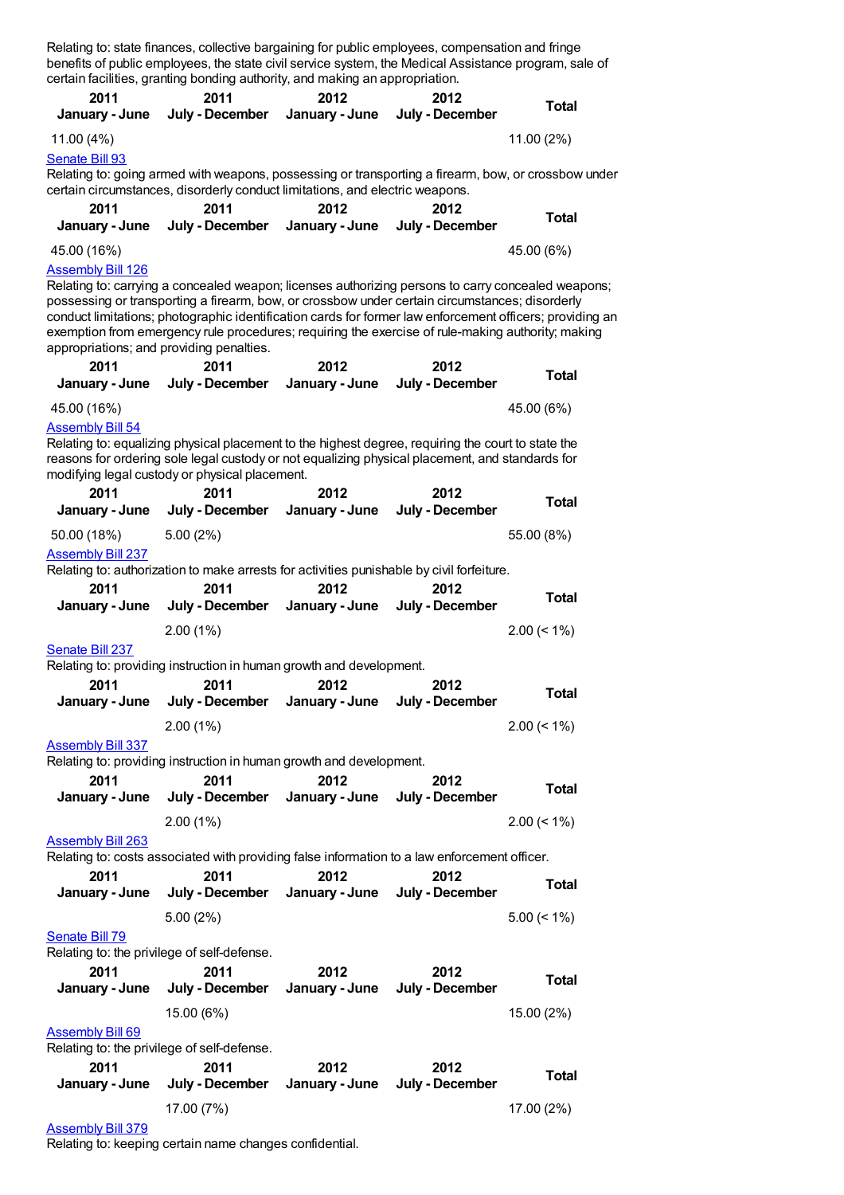Relating to: state finances, collective bargaining for public employees, compensation and fringe benefits of public employees, the state civil service system, the Medical Assistance program, sale of certain facilities, granting bonding authority, and making an appropriation.

| 2011 January - June | 2011 July - December | 2012 January - June | 2012 July - December | Total |
|---|---|---|---|---|
| 11.00 (4%) | | | | 11.00 (2%) |

Senate Bill 93

Relating to: going armed with weapons, possessing or transporting a firearm, bow, or crossbow under certain circumstances, disorderly conduct limitations, and electric weapons.

| 2011 January - June | 2011 July - December | 2012 January - June | 2012 July - December | Total |
|---|---|---|---|---|
| 45.00 (16%) | | | | 45.00 (6%) |

Assembly Bill 126

Relating to: carrying a concealed weapon; licenses authorizing persons to carry concealed weapons; possessing or transporting a firearm, bow, or crossbow under certain circumstances; disorderly conduct limitations; photographic identification cards for former law enforcement officers; providing an exemption from emergency rule procedures; requiring the exercise of rule-making authority; making appropriations; and providing penalties.

| 2011 January - June | 2011 July - December | 2012 January - June | 2012 July - December | Total |
|---|---|---|---|---|
| 45.00 (16%) | | | | 45.00 (6%) |

Assembly Bill 54

Relating to: equalizing physical placement to the highest degree, requiring the court to state the reasons for ordering sole legal custody or not equalizing physical placement, and standards for modifying legal custody or physical placement.

| 2011 January - June | 2011 July - December | 2012 January - June | 2012 July - December | Total |
|---|---|---|---|---|
| 50.00 (18%) | 5.00 (2%) | | | 55.00 (8%) |

Assembly Bill 237

Relating to: authorization to make arrests for activities punishable by civil forfeiture.

| 2011 January - June | 2011 July - December | 2012 January - June | 2012 July - December | Total |
|---|---|---|---|---|
| | 2.00 (1%) | | | 2.00 (< 1%) |

Senate Bill 237

Relating to: providing instruction in human growth and development.

| 2011 January - June | 2011 July - December | 2012 January - June | 2012 July - December | Total |
|---|---|---|---|---|
| | 2.00 (1%) | | | 2.00 (< 1%) |

Assembly Bill 337

Relating to: providing instruction in human growth and development.

| 2011 January - June | 2011 July - December | 2012 January - June | 2012 July - December | Total |
|---|---|---|---|---|
| | 2.00 (1%) | | | 2.00 (< 1%) |

Assembly Bill 263

Relating to: costs associated with providing false information to a law enforcement officer.

| 2011 January - June | 2011 July - December | 2012 January - June | 2012 July - December | Total |
|---|---|---|---|---|
| | 5.00 (2%) | | | 5.00 (< 1%) |

Senate Bill 79

Relating to: the privilege of self-defense.

| 2011 January - June | 2011 July - December | 2012 January - June | 2012 July - December | Total |
|---|---|---|---|---|
| | 15.00 (6%) | | | 15.00 (2%) |

Assembly Bill 69

Relating to: the privilege of self-defense.

| 2011 January - June | 2011 July - December | 2012 January - June | 2012 July - December | Total |
|---|---|---|---|---|
| | 17.00 (7%) | | | 17.00 (2%) |

Assembly Bill 379

Relating to: keeping certain name changes confidential.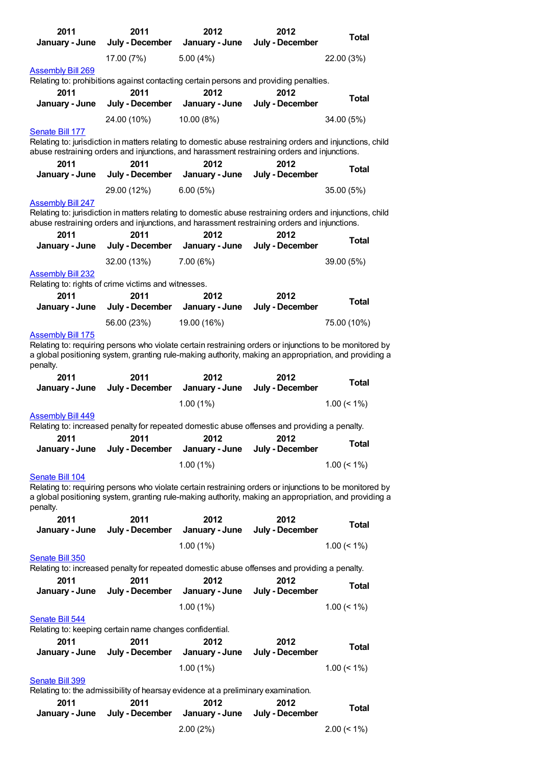| 2011 January - June | 2011 July - December | 2012 January - June | 2012 July - December | Total |
|---|---|---|---|---|
| | 17.00 (7%) | 5.00 (4%) | | 22.00 (3%) |

Assembly Bill 269

Relating to: prohibitions against contacting certain persons and providing penalties.

| 2011 January - June | 2011 July - December | 2012 January - June | 2012 July - December | Total |
|---|---|---|---|---|
| | 24.00 (10%) | 10.00 (8%) | | 34.00 (5%) |

Senate Bill 177

Relating to: jurisdiction in matters relating to domestic abuse restraining orders and injunctions, child abuse restraining orders and injunctions, and harassment restraining orders and injunctions.

| 2011 January - June | 2011 July - December | 2012 January - June | 2012 July - December | Total |
|---|---|---|---|---|
| | 29.00 (12%) | 6.00 (5%) | | 35.00 (5%) |

Assembly Bill 247

Relating to: jurisdiction in matters relating to domestic abuse restraining orders and injunctions, child abuse restraining orders and injunctions, and harassment restraining orders and injunctions.

| 2011 January - June | 2011 July - December | 2012 January - June | 2012 July - December | Total |
|---|---|---|---|---|
| | 32.00 (13%) | 7.00 (6%) | | 39.00 (5%) |

Assembly Bill 232

Relating to: rights of crime victims and witnesses.

| 2011 January - June | 2011 July - December | 2012 January - June | 2012 July - December | Total |
|---|---|---|---|---|
| | 56.00 (23%) | 19.00 (16%) | | 75.00 (10%) |

Assembly Bill 175

Relating to: requiring persons who violate certain restraining orders or injunctions to be monitored by a global positioning system, granting rule-making authority, making an appropriation, and providing a penalty.

| 2011 January - June | 2011 July - December | 2012 January - June | 2012 July - December | Total |
|---|---|---|---|---|
| | | 1.00 (1%) | | 1.00 (< 1%) |

Assembly Bill 449

Relating to: increased penalty for repeated domestic abuse offenses and providing a penalty.

| 2011 January - June | 2011 July - December | 2012 January - June | 2012 July - December | Total |
|---|---|---|---|---|
| | | 1.00 (1%) | | 1.00 (< 1%) |

Senate Bill 104

Relating to: requiring persons who violate certain restraining orders or injunctions to be monitored by a global positioning system, granting rule-making authority, making an appropriation, and providing a penalty.

| 2011 January - June | 2011 July - December | 2012 January - June | 2012 July - December | Total |
|---|---|---|---|---|
| | | 1.00 (1%) | | 1.00 (< 1%) |

Senate Bill 350

Relating to: increased penalty for repeated domestic abuse offenses and providing a penalty.

| 2011 January - June | 2011 July - December | 2012 January - June | 2012 July - December | Total |
|---|---|---|---|---|
| | | 1.00 (1%) | | 1.00 (< 1%) |

Senate Bill 544

Relating to: keeping certain name changes confidential.

| 2011 January - June | 2011 July - December | 2012 January - June | 2012 July - December | Total |
|---|---|---|---|---|
| | | 1.00 (1%) | | 1.00 (< 1%) |

Senate Bill 399

Relating to: the admissibility of hearsay evidence at a preliminary examination.

| 2011 January - June | 2011 July - December | 2012 January - June | 2012 July - December | Total |
|---|---|---|---|---|
| | | 2.00 (2%) | | 2.00 (< 1%) |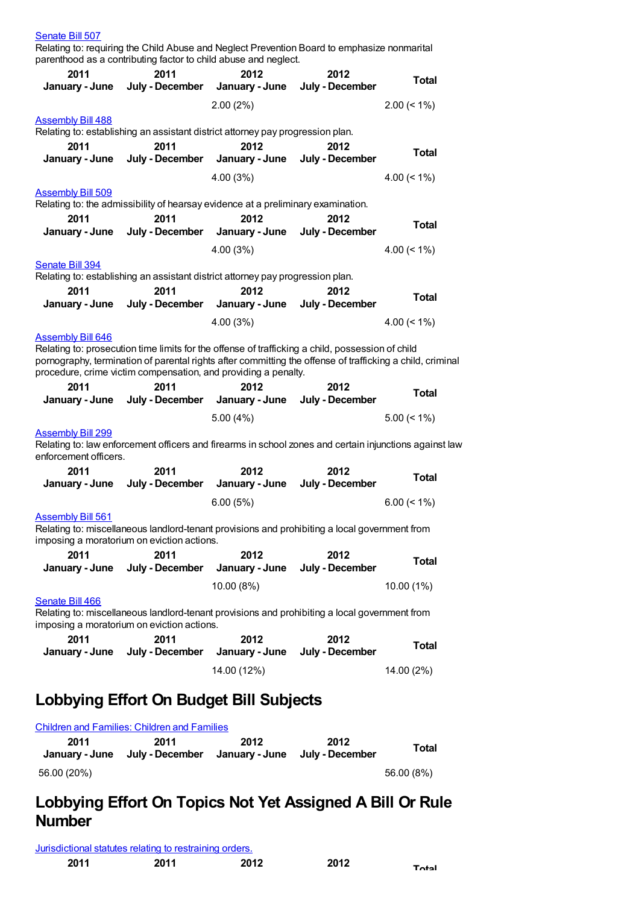Senate Bill 507

Relating to: requiring the Child Abuse and Neglect Prevention Board to emphasize nonmarital parenthood as a contributing factor to child abuse and neglect.

| 2011 January - June | 2011 July - December | 2012 January - June | 2012 July - December | Total |
|---|---|---|---|---|
| | | 2.00 (2%) | | 2.00 (< 1%) |

Assembly Bill 488

Relating to: establishing an assistant district attorney pay progression plan.

| 2011 January - June | 2011 July - December | 2012 January - June | 2012 July - December | Total |
|---|---|---|---|---|
| | | 4.00 (3%) | | 4.00 (< 1%) |

Assembly Bill 509

Relating to: the admissibility of hearsay evidence at a preliminary examination.

| 2011 January - June | 2011 July - December | 2012 January - June | 2012 July - December | Total |
|---|---|---|---|---|
| | | 4.00 (3%) | | 4.00 (< 1%) |

Senate Bill 394

Relating to: establishing an assistant district attorney pay progression plan.

| 2011 January - June | 2011 July - December | 2012 January - June | 2012 July - December | Total |
|---|---|---|---|---|
| | | 4.00 (3%) | | 4.00 (< 1%) |

Assembly Bill 646

Relating to: prosecution time limits for the offense of trafficking a child, possession of child pornography, termination of parental rights after committing the offense of trafficking a child, criminal procedure, crime victim compensation, and providing a penalty.

| 2011 January - June | 2011 July - December | 2012 January - June | 2012 July - December | Total |
|---|---|---|---|---|
| | | 5.00 (4%) | | 5.00 (< 1%) |

Assembly Bill 299

Relating to: law enforcement officers and firearms in school zones and certain injunctions against law enforcement officers.

| 2011 January - June | 2011 July - December | 2012 January - June | 2012 July - December | Total |
|---|---|---|---|---|
| | | 6.00 (5%) | | 6.00 (< 1%) |

Assembly Bill 561

Relating to: miscellaneous landlord-tenant provisions and prohibiting a local government from imposing a moratorium on eviction actions.

| 2011 January - June | 2011 July - December | 2012 January - June | 2012 July - December | Total |
|---|---|---|---|---|
| | | 10.00 (8%) | | 10.00 (1%) |

Senate Bill 466

Relating to: miscellaneous landlord-tenant provisions and prohibiting a local government from imposing a moratorium on eviction actions.

| 2011 January - June | 2011 July - December | 2012 January - June | 2012 July - December | Total |
|---|---|---|---|---|
| | | 14.00 (12%) | | 14.00 (2%) |

## Lobbying Effort On Budget Bill Subjects

Children and Families: Children and Families

| 2011 January - June | 2011 July - December | 2012 January - June | 2012 July - December | Total |
|---|---|---|---|---|
| 56.00 (20%) | | | | 56.00 (8%) |

## Lobbying Effort On Topics Not Yet Assigned A Bill Or Rule Number

Jurisdictional statutes relating to restraining orders.

| 2011 | 2011 | 2012 | 2012 | Total |
|---|---|---|---|---|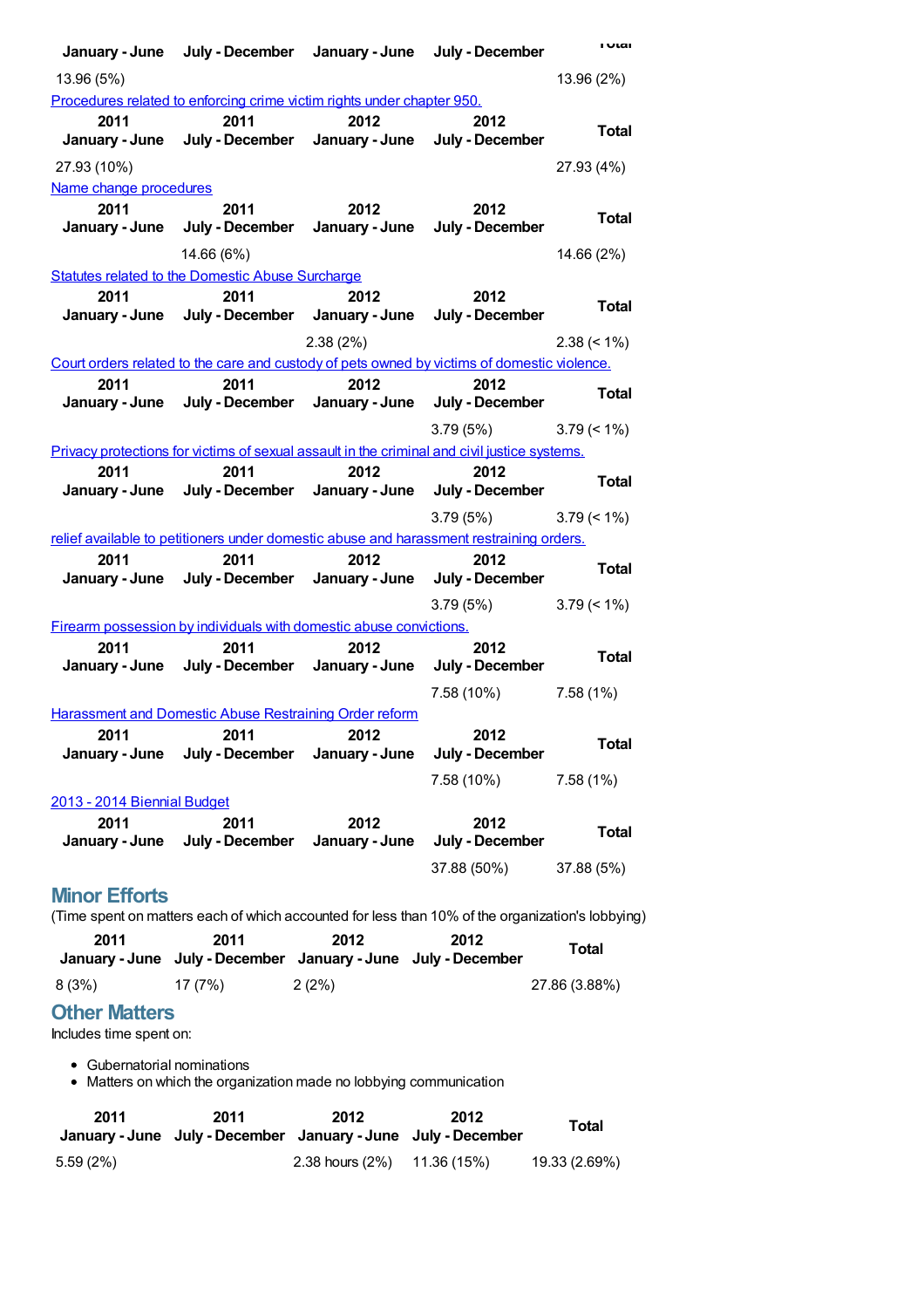| 2011 January - June | 2011 July - December | 2012 January - June | 2012 July - December | Total |
|---|---|---|---|---|
| 13.96 (5%) | | | | 13.96 (2%) |

[Procedures related to enforcing crime victim rights under chapter 950.]

| 2011 January - June | 2011 July - December | 2012 January - June | 2012 July - December | Total |
|---|---|---|---|---|
| 27.93 (10%) | | | | 27.93 (4%) |

[Name change procedures]

| 2011 January - June | 2011 July - December | 2012 January - June | 2012 July - December | Total |
|---|---|---|---|---|
| | 14.66 (6%) | | | 14.66 (2%) |

[Statutes related to the Domestic Abuse Surcharge]

| 2011 January - June | 2011 July - December | 2012 January - June | 2012 July - December | Total |
|---|---|---|---|---|
| | | 2.38 (2%) | | 2.38 (< 1%) |

[Court orders related to the care and custody of pets owned by victims of domestic violence.]

| 2011 January - June | 2011 July - December | 2012 January - June | 2012 July - December | Total |
|---|---|---|---|---|
| | | | 3.79 (5%) | 3.79 (< 1%) |

[Privacy protections for victims of sexual assault in the criminal and civil justice systems.]

| 2011 January - June | 2011 July - December | 2012 January - June | 2012 July - December | Total |
|---|---|---|---|---|
| | | | 3.79 (5%) | 3.79 (< 1%) |

[relief available to petitioners under domestic abuse and harassment restraining orders.]

| 2011 January - June | 2011 July - December | 2012 January - June | 2012 July - December | Total |
|---|---|---|---|---|
| | | | 3.79 (5%) | 3.79 (< 1%) |

[Firearm possession by individuals with domestic abuse convictions.]

| 2011 January - June | 2011 July - December | 2012 January - June | 2012 July - December | Total |
|---|---|---|---|---|
| | | | 7.58 (10%) | 7.58 (1%) |

[Harassment and Domestic Abuse Restraining Order reform]

| 2011 January - June | 2011 July - December | 2012 January - June | 2012 July - December | Total |
|---|---|---|---|---|
| | | | 7.58 (10%) | 7.58 (1%) |

[2013 - 2014 Biennial Budget]

| 2011 January - June | 2011 July - December | 2012 January - June | 2012 July - December | Total |
|---|---|---|---|---|
| | | | 37.88 (50%) | 37.88 (5%) |

## Minor Efforts

(Time spent on matters each of which accounted for less than 10% of the organization's lobbying)

| 2011 January - June | 2011 July - December | 2012 January - June | 2012 July - December | Total |
|---|---|---|---|---|
| 8 (3%) | 17 (7%) | 2 (2%) | | 27.86 (3.88%) |

## Other Matters

Includes time spent on:

- Gubernatorial nominations
- Matters on which the organization made no lobbying communication

| 2011 January - June | 2011 July - December | 2012 January - June | 2012 July - December | Total |
|---|---|---|---|---|
| 5.59 (2%) | | 2.38 hours (2%) | 11.36 (15%) | 19.33 (2.69%) |